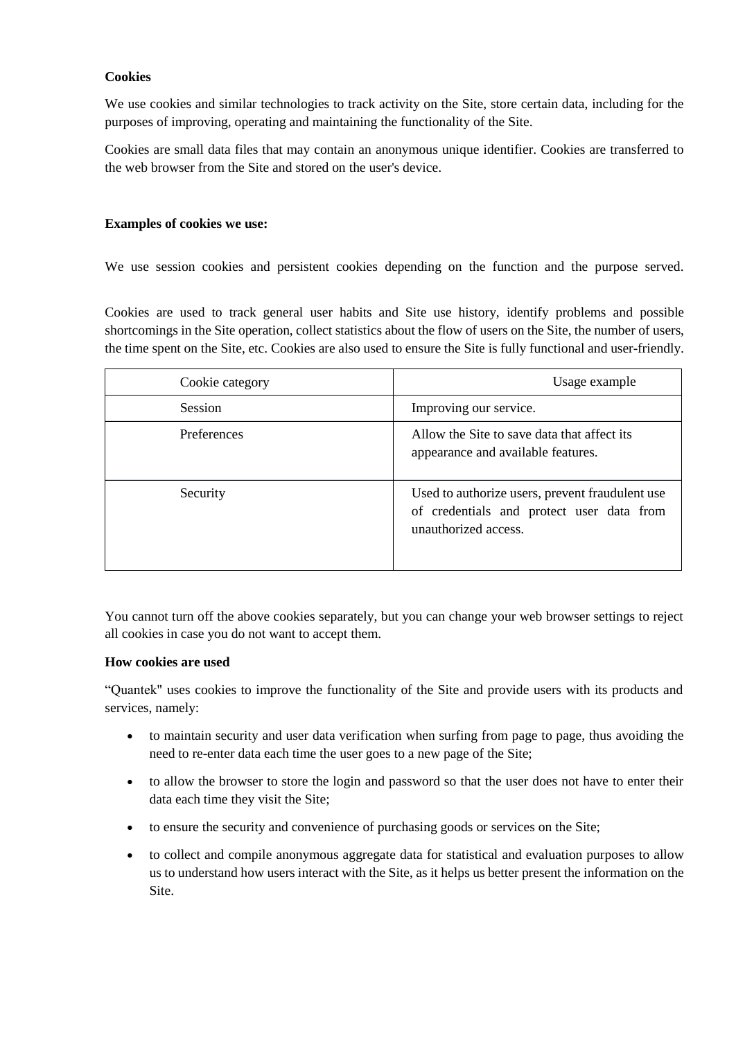**Cookies**

We use cookies and similar technologies to track activity on the Site, store certain data, including for the purposes of improving, operating and maintaining the functionality of the Site.

Cookies are small data files that may contain an anonymous unique identifier. Cookies are transferred to the web browser from the Site and stored on the user's device.

**Examples of cookies we use:**

We use session cookies and persistent cookies depending on the function and the purpose served.

Cookies are used to track general user habits and Site use history, identify problems and possible shortcomings in the Site operation, collect statistics about the flow of users on the Site, the number of users, the time spent on the Site, etc. Cookies are also used to ensure the Site is fully functional and user-friendly.

| Cookie category | Usage example |
|---|---|
| Session | Improving our service. |
| Preferences | Allow the Site to save data that affect its appearance and available features. |
| Security | Used to authorize users, prevent fraudulent use of credentials and protect user data from unauthorized access. |

You cannot turn off the above cookies separately, but you can change your web browser settings to reject all cookies in case you do not want to accept them.

**How cookies are used**

“Quantek" uses cookies to improve the functionality of the Site and provide users with its products and services, namely:

- to maintain security and user data verification when surfing from page to page, thus avoiding the need to re-enter data each time the user goes to a new page of the Site;
- to allow the browser to store the login and password so that the user does not have to enter their data each time they visit the Site;
- to ensure the security and convenience of purchasing goods or services on the Site;
- to collect and compile anonymous aggregate data for statistical and evaluation purposes to allow us to understand how users interact with the Site, as it helps us better present the information on the Site.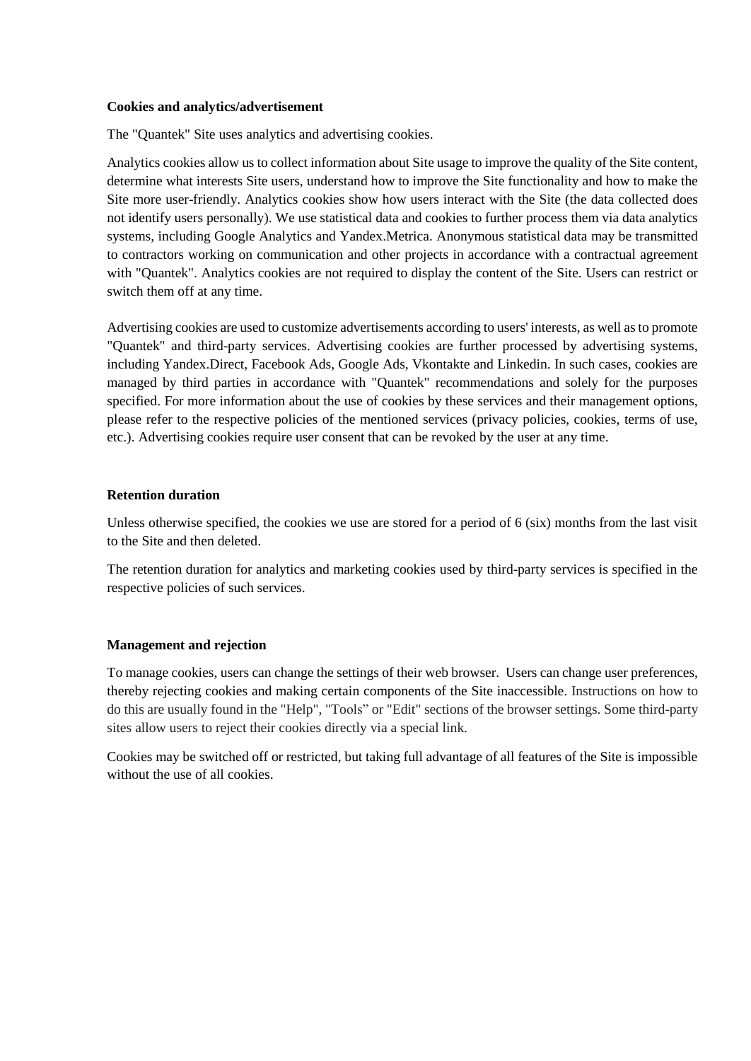**Cookies and analytics/advertisement**

The "Quantek" Site uses analytics and advertising cookies.

Analytics cookies allow us to collect information about Site usage to improve the quality of the Site content, determine what interests Site users, understand how to improve the Site functionality and how to make the Site more user-friendly. Analytics cookies show how users interact with the Site (the data collected does not identify users personally). We use statistical data and cookies to further process them via data analytics systems, including Google Analytics and Yandex.Metrica. Anonymous statistical data may be transmitted to contractors working on communication and other projects in accordance with a contractual agreement with "Quantek". Analytics cookies are not required to display the content of the Site. Users can restrict or switch them off at any time.

Advertising cookies are used to customize advertisements according to users' interests, as well as to promote "Quantek" and third-party services. Advertising cookies are further processed by advertising systems, including Yandex.Direct, Facebook Ads, Google Ads, Vkontakte and Linkedin. In such cases, cookies are managed by third parties in accordance with "Quantek" recommendations and solely for the purposes specified. For more information about the use of cookies by these services and their management options, please refer to the respective policies of the mentioned services (privacy policies, cookies, terms of use, etc.). Advertising cookies require user consent that can be revoked by the user at any time.

**Retention duration**

Unless otherwise specified, the cookies we use are stored for a period of 6 (six) months from the last visit to the Site and then deleted.

The retention duration for analytics and marketing cookies used by third-party services is specified in the respective policies of such services.

**Management and rejection**

To manage cookies, users can change the settings of their web browser. Users can change user preferences, thereby rejecting cookies and making certain components of the Site inaccessible. Instructions on how to do this are usually found in the "Help", "Tools" or "Edit" sections of the browser settings. Some third-party sites allow users to reject their cookies directly via a special link.

Cookies may be switched off or restricted, but taking full advantage of all features of the Site is impossible without the use of all cookies.